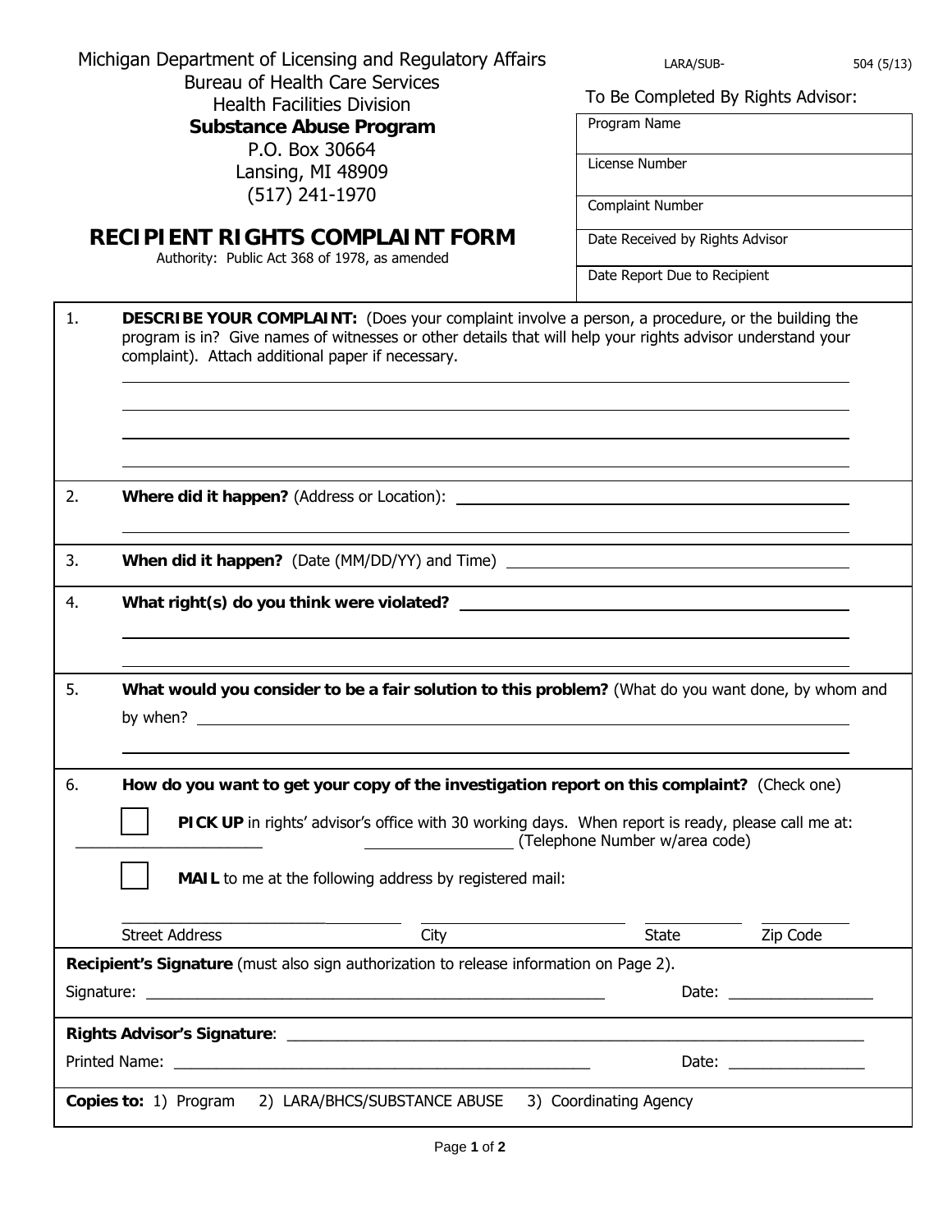Michigan Department of Licensing and Regulatory Affairs
Bureau of Health Care Services
Health Facilities Division
**Substance Abuse Program**
P.O. Box 30664
Lansing, MI 48909
(517) 241-1970

LARA/SUB-504 (5/13)

# RECIPIENT RIGHTS COMPLAINT FORM

Authority: Public Act 368 of 1978, as amended

To Be Completed By Rights Advisor:

| |
|---|
| Program Name |
| License Number |
| Complaint Number |
| Date Received by Rights Advisor |
| Date Report Due to Recipient |

1. **DESCRIBE YOUR COMPLAINT:** (Does your complaint involve a person, a procedure, or the building the program is in? Give names of witnesses or other details that will help your rights advisor understand your complaint). Attach additional paper if necessary.

_______________________________________________

_______________________________________________

_______________________________________________

_______________________________________________

2. **Where did it happen?** (Address or Location): _______________________________________________

_______________________________________________

3. **When did it happen?** (Date (MM/DD/YY) and Time) _______________________________________________

4. **What right(s) do you think were violated?** _______________________________________________

_______________________________________________

_______________________________________________

5. **What would you consider to be a fair solution to this problem?** (What do you want done, by whom and by when? _______________________________________________

_______________________________________________

6. **How do you want to get your copy of the investigation report on this complaint?** (Check one)

☐ **PICK UP** in rights' advisor's office with 30 working days. When report is ready, please call me at: _______________________ _________________ (Telephone Number w/area code)

☐ **MAIL** to me at the following address by registered mail:

| _______________ | _______________ | _______________ | _______________ |
|---|---|---|---|
| Street Address | City | State | Zip Code |

**Recipient's Signature** (must also sign authorization to release information on Page 2).

Signature: _______________________________________________ Date: _________________

**Rights Advisor's Signature**: _______________________________________________

Printed Name: _______________________________________________ Date: _________________

**Copies to:** 1) Program 2) LARA/BHCS/SUBSTANCE ABUSE 3) Coordinating Agency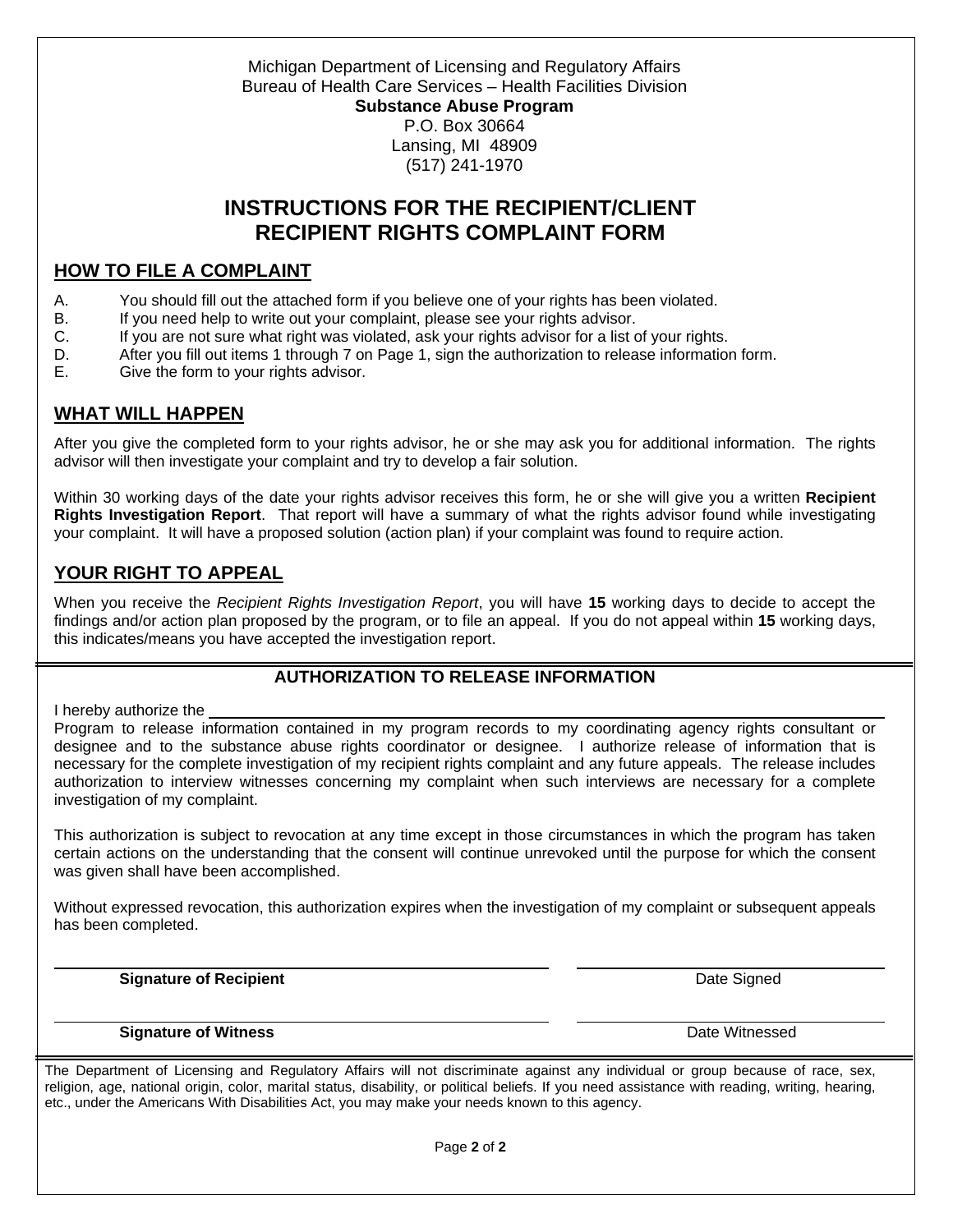Michigan Department of Licensing and Regulatory Affairs
Bureau of Health Care Services – Health Facilities Division
**Substance Abuse Program**
P.O. Box 30664
Lansing, MI 48909
(517) 241-1970

# INSTRUCTIONS FOR THE RECIPIENT/CLIENT RECIPIENT RIGHTS COMPLAINT FORM

## HOW TO FILE A COMPLAINT

A. You should fill out the attached form if you believe one of your rights has been violated.
B. If you need help to write out your complaint, please see your rights advisor.
C. If you are not sure what right was violated, ask your rights advisor for a list of your rights.
D. After you fill out items 1 through 7 on Page 1, sign the authorization to release information form.
E. Give the form to your rights advisor.

## WHAT WILL HAPPEN

After you give the completed form to your rights advisor, he or she may ask you for additional information. The rights advisor will then investigate your complaint and try to develop a fair solution.

Within 30 working days of the date your rights advisor receives this form, he or she will give you a written **Recipient Rights Investigation Report**. That report will have a summary of what the rights advisor found while investigating your complaint. It will have a proposed solution (action plan) if your complaint was found to require action.

## YOUR RIGHT TO APPEAL

When you receive the *Recipient Rights Investigation Report*, you will have **15** working days to decide to accept the findings and/or action plan proposed by the program, or to file an appeal. If you do not appeal within **15** working days, this indicates/means you have accepted the investigation report.

---

### AUTHORIZATION TO RELEASE INFORMATION

I hereby authorize the ________________________________________________
Program to release information contained in my program records to my coordinating agency rights consultant or designee and to the substance abuse rights coordinator or designee. I authorize release of information that is necessary for the complete investigation of my recipient rights complaint and any future appeals. The release includes authorization to interview witnesses concerning my complaint when such interviews are necessary for a complete investigation of my complaint.

This authorization is subject to revocation at any time except in those circumstances in which the program has taken certain actions on the understanding that the consent will continue unrevoked until the purpose for which the consent was given shall have been accomplished.

Without expressed revocation, this authorization expires when the investigation of my complaint or subsequent appeals has been completed.

________________________________________ ____________________
**Signature of Recipient** Date Signed

________________________________________ ____________________
**Signature of Witness** Date Witnessed

---

The Department of Licensing and Regulatory Affairs will not discriminate against any individual or group because of race, sex, religion, age, national origin, color, marital status, disability, or political beliefs. If you need assistance with reading, writing, hearing, etc., under the Americans With Disabilities Act, you may make your needs known to this agency.